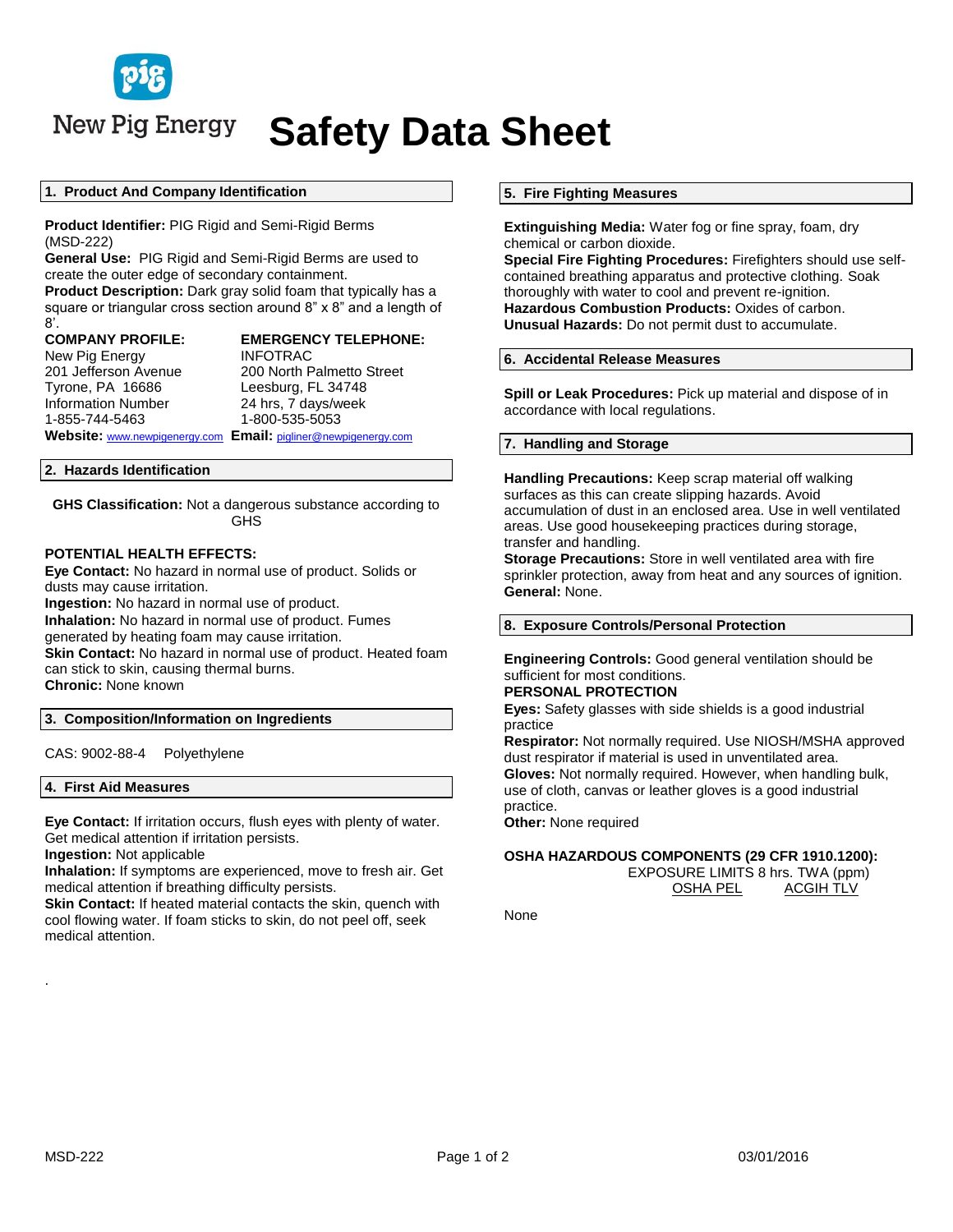New Pig Energy

# Safety Data Sheet

## 1. Product And Company Identification

**Product Identifier:** PIG Rigid and Semi-Rigid Berms (MSD-222)
**General Use:** PIG Rigid and Semi-Rigid Berms are used to create the outer edge of secondary containment.
**Product Description:** Dark gray solid foam that typically has a square or triangular cross section around 8" x 8" and a length of 8'.

| **COMPANY PROFILE:** | **EMERGENCY TELEPHONE:** |
|---|---|
| New Pig Energy | INFOTRAC |
| 201 Jefferson Avenue | 200 North Palmetto Street |
| Tyrone, PA 16686 | Leesburg, FL 34748 |
| Information Number | 24 hrs, 7 days/week |
| 1-855-744-5463 | 1-800-535-5053 |

**Website:** www.newpigenergy.com **Email:** pigliner@newpigenergy.com

## 2. Hazards Identification

**GHS Classification:** Not a dangerous substance according to GHS

**POTENTIAL HEALTH EFFECTS:**
**Eye Contact:** No hazard in normal use of product. Solids or dusts may cause irritation.
**Ingestion:** No hazard in normal use of product.
**Inhalation:** No hazard in normal use of product. Fumes generated by heating foam may cause irritation.
**Skin Contact:** No hazard in normal use of product. Heated foam can stick to skin, causing thermal burns.
**Chronic:** None known

## 3. Composition/Information on Ingredients

CAS: 9002-88-4 Polyethylene

## 4. First Aid Measures

**Eye Contact:** If irritation occurs, flush eyes with plenty of water. Get medical attention if irritation persists.
**Ingestion:** Not applicable
**Inhalation:** If symptoms are experienced, move to fresh air. Get medical attention if breathing difficulty persists.
**Skin Contact:** If heated material contacts the skin, quench with cool flowing water. If foam sticks to skin, do not peel off, seek medical attention.

.

## 5. Fire Fighting Measures

**Extinguishing Media:** Water fog or fine spray, foam, dry chemical or carbon dioxide.
**Special Fire Fighting Procedures:** Firefighters should use self-contained breathing apparatus and protective clothing. Soak thoroughly with water to cool and prevent re-ignition.
**Hazardous Combustion Products:** Oxides of carbon.
**Unusual Hazards:** Do not permit dust to accumulate.

## 6. Accidental Release Measures

**Spill or Leak Procedures:** Pick up material and dispose of in accordance with local regulations.

## 7. Handling and Storage

**Handling Precautions:** Keep scrap material off walking surfaces as this can create slipping hazards. Avoid accumulation of dust in an enclosed area. Use in well ventilated areas. Use good housekeeping practices during storage, transfer and handling.
**Storage Precautions:** Store in well ventilated area with fire sprinkler protection, away from heat and any sources of ignition.
**General:** None.

## 8. Exposure Controls/Personal Protection

**Engineering Controls:** Good general ventilation should be sufficient for most conditions.
**PERSONAL PROTECTION**
**Eyes:** Safety glasses with side shields is a good industrial practice
**Respirator:** Not normally required. Use NIOSH/MSHA approved dust respirator if material is used in unventilated area.
**Gloves:** Not normally required. However, when handling bulk, use of cloth, canvas or leather gloves is a good industrial practice.
**Other:** None required

**OSHA HAZARDOUS COMPONENTS (29 CFR 1910.1200):**

| | EXPOSURE LIMITS 8 hrs. TWA (ppm) | |
|---|---|---|
| | OSHA PEL | ACGIH TLV |
| None | | |

MSD-222 03/01/2016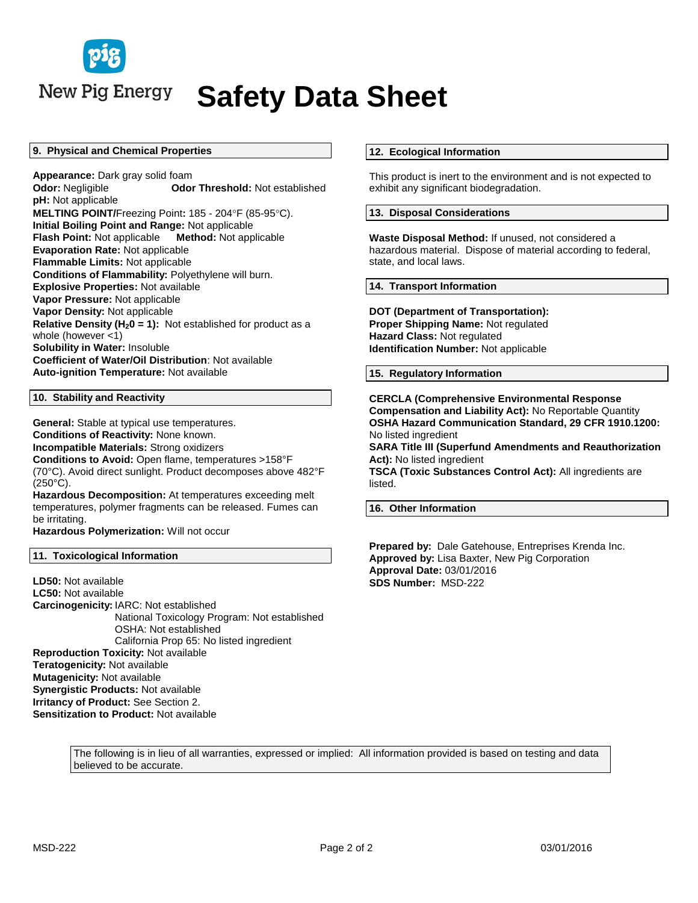## 9. Physical and Chemical Properties

**Appearance:** Dark gray solid foam
**Odor:** Negligible **Odor Threshold:** Not established
**pH:** Not applicable
**MELTING POINT/**Freezing Point**:** 185 - 204°F (85-95°C).
**Initial Boiling Point and Range:** Not applicable
**Flash Point:** Not applicable **Method:** Not applicable
**Evaporation Rate:** Not applicable
**Flammable Limits:** Not applicable
**Conditions of Flammability:** Polyethylene will burn.
**Explosive Properties:** Not available
**Vapor Pressure:** Not applicable
**Vapor Density:** Not applicable
**Relative Density ($H_20$ = 1):** Not established for product as a whole (however <1)
**Solubility in Water:** Insoluble
**Coefficient of Water/Oil Distribution**: Not available
**Auto-ignition Temperature:** Not available

## 10. Stability and Reactivity

**General:** Stable at typical use temperatures.
**Conditions of Reactivity:** None known.
**Incompatible Materials:** Strong oxidizers
**Conditions to Avoid:** Open flame, temperatures >158°F (70°C). Avoid direct sunlight. Product decomposes above 482°F (250°C).
**Hazardous Decomposition:** At temperatures exceeding melt temperatures, polymer fragments can be released. Fumes can be irritating.
**Hazardous Polymerization:** Will not occur

## 11. Toxicological Information

**LD50:** Not available
**LC50:** Not available
**Carcinogenicity:** IARC: Not established
National Toxicology Program: Not established
OSHA: Not established
California Prop 65: No listed ingredient
**Reproduction Toxicity:** Not available
**Teratogenicity:** Not available
**Mutagenicity:** Not available
**Synergistic Products:** Not available
**Irritancy of Product:** See Section 2.
**Sensitization to Product:** Not available

## 12. Ecological Information

This product is inert to the environment and is not expected to exhibit any significant biodegradation.

## 13. Disposal Considerations

**Waste Disposal Method:** If unused, not considered a hazardous material. Dispose of material according to federal, state, and local laws.

## 14. Transport Information

**DOT (Department of Transportation):**
**Proper Shipping Name:** Not regulated
**Hazard Class:** Not regulated
**Identification Number:** Not applicable

## 15. Regulatory Information

**CERCLA (Comprehensive Environmental Response Compensation and Liability Act):** No Reportable Quantity
**OSHA Hazard Communication Standard, 29 CFR 1910.1200:** No listed ingredient
**SARA Title III (Superfund Amendments and Reauthorization Act):** No listed ingredient
**TSCA (Toxic Substances Control Act):** All ingredients are listed.

## 16. Other Information

**Prepared by:** Dale Gatehouse, Entreprises Krenda Inc.
**Approved by:** Lisa Baxter, New Pig Corporation
**Approval Date:** 03/01/2016
**SDS Number:** MSD-222

The following is in lieu of all warranties, expressed or implied: All information provided is based on testing and data believed to be accurate.